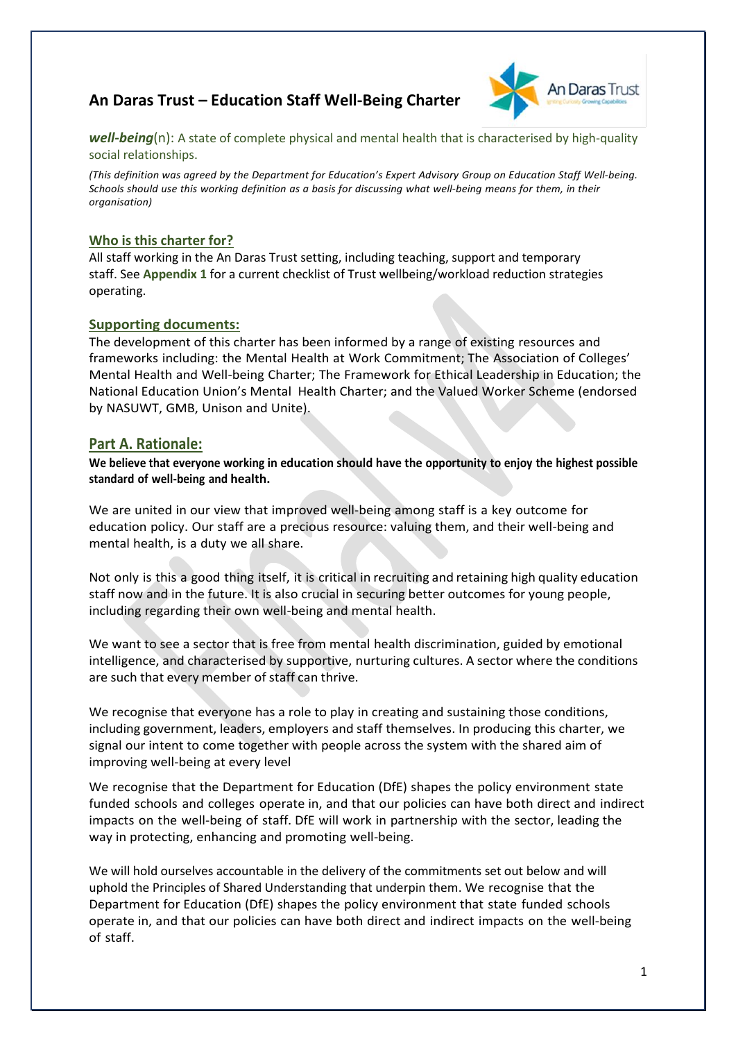# An Daras Trust – Education Staff Well-Being Charter

***well-being***(n): A state of complete physical and mental health that is characterised by high-quality social relationships.

*(This definition was agreed by the Department for Education's Expert Advisory Group on Education Staff Well-being. Schools should use this working definition as a basis for discussing what well-being means for them, in their organisation)*

### Who is this charter for?

All staff working in the An Daras Trust setting, including teaching, support and temporary staff. See **Appendix 1** for a current checklist of Trust wellbeing/workload reduction strategies operating.

### Supporting documents:

The development of this charter has been informed by a range of existing resources and frameworks including: the Mental Health at Work Commitment; The Association of Colleges' Mental Health and Well-being Charter; The Framework for Ethical Leadership in Education; the National Education Union's Mental Health Charter; and the Valued Worker Scheme (endorsed by NASUWT, GMB, Unison and Unite).

## Part A. Rationale:

**We believe that everyone working in education should have the opportunity to enjoy the highest possible standard of well-being and health.**

We are united in our view that improved well-being among staff is a key outcome for education policy. Our staff are a precious resource: valuing them, and their well-being and mental health, is a duty we all share.

Not only is this a good thing itself, it is critical in recruiting and retaining high quality education staff now and in the future. It is also crucial in securing better outcomes for young people, including regarding their own well-being and mental health.

We want to see a sector that is free from mental health discrimination, guided by emotional intelligence, and characterised by supportive, nurturing cultures. A sector where the conditions are such that every member of staff can thrive.

We recognise that everyone has a role to play in creating and sustaining those conditions, including government, leaders, employers and staff themselves. In producing this charter, we signal our intent to come together with people across the system with the shared aim of improving well-being at every level

We recognise that the Department for Education (DfE) shapes the policy environment state funded schools and colleges operate in, and that our policies can have both direct and indirect impacts on the well-being of staff. DfE will work in partnership with the sector, leading the way in protecting, enhancing and promoting well-being.

We will hold ourselves accountable in the delivery of the commitments set out below and will uphold the Principles of Shared Understanding that underpin them. We recognise that the Department for Education (DfE) shapes the policy environment that state funded schools operate in, and that our policies can have both direct and indirect impacts on the well-being of staff.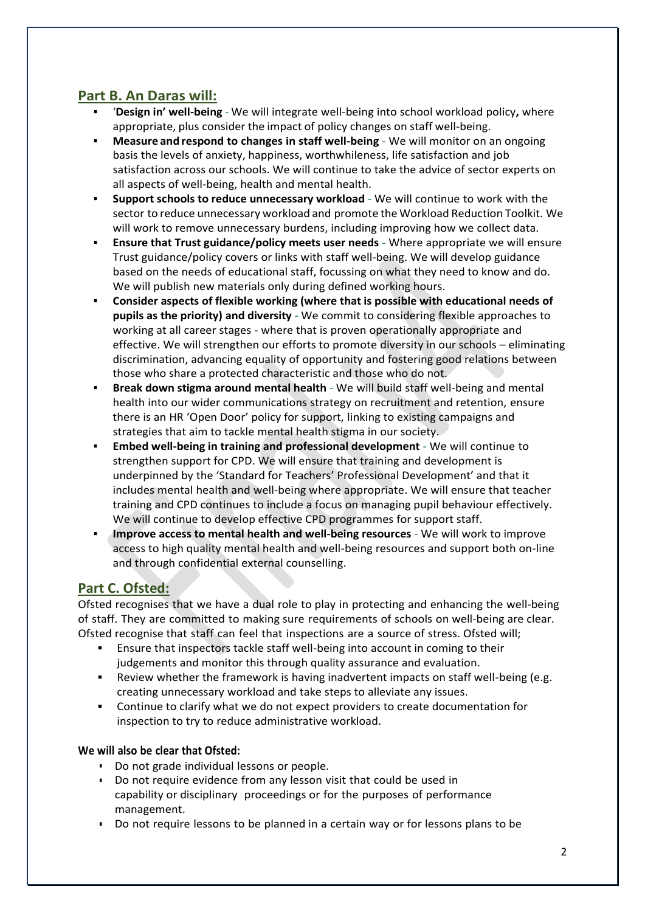## Part B. An Daras will:

- '**Design in' well-being** - We will integrate well-being into school workload policy**,** where appropriate, plus consider the impact of policy changes on staff well-being.
- **Measure and respond to changes in staff well-being** - We will monitor on an ongoing basis the levels of anxiety, happiness, worthwhileness, life satisfaction and job satisfaction across our schools. We will continue to take the advice of sector experts on all aspects of well-being, health and mental health.
- **Support schools to reduce unnecessary workload** - We will continue to work with the sector to reduce unnecessary workload and promote the Workload Reduction Toolkit. We will work to remove unnecessary burdens, including improving how we collect data.
- **Ensure that Trust guidance/policy meets user needs** - Where appropriate we will ensure Trust guidance/policy covers or links with staff well-being. We will develop guidance based on the needs of educational staff, focussing on what they need to know and do. We will publish new materials only during defined working hours.
- **Consider aspects of flexible working (where that is possible with educational needs of pupils as the priority) and diversity** - We commit to considering flexible approaches to working at all career stages - where that is proven operationally appropriate and effective. We will strengthen our efforts to promote diversity in our schools – eliminating discrimination, advancing equality of opportunity and fostering good relations between those who share a protected characteristic and those who do not.
- **Break down stigma around mental health** - We will build staff well-being and mental health into our wider communications strategy on recruitment and retention, ensure there is an HR 'Open Door' policy for support, linking to existing campaigns and strategies that aim to tackle mental health stigma in our society.
- **Embed well-being in training and professional development** - We will continue to strengthen support for CPD. We will ensure that training and development is underpinned by the 'Standard for Teachers' Professional Development' and that it includes mental health and well-being where appropriate. We will ensure that teacher training and CPD continues to include a focus on managing pupil behaviour effectively. We will continue to develop effective CPD programmes for support staff.
- **Improve access to mental health and well-being resources** - We will work to improve access to high quality mental health and well-being resources and support both on-line and through confidential external counselling.

## Part C. Ofsted:

Ofsted recognises that we have a dual role to play in protecting and enhancing the well-being of staff. They are committed to making sure requirements of schools on well-being are clear. Ofsted recognise that staff can feel that inspections are a source of stress. Ofsted will;

- Ensure that inspectors tackle staff well-being into account in coming to their judgements and monitor this through quality assurance and evaluation.
- Review whether the framework is having inadvertent impacts on staff well-being (e.g. creating unnecessary workload and take steps to alleviate any issues.
- Continue to clarify what we do not expect providers to create documentation for inspection to try to reduce administrative workload.

**We will also be clear that Ofsted:**

- Do not grade individual lessons or people.
- Do not require evidence from any lesson visit that could be used in capability or disciplinary proceedings or for the purposes of performance management.
- Do not require lessons to be planned in a certain way or for lessons plans to be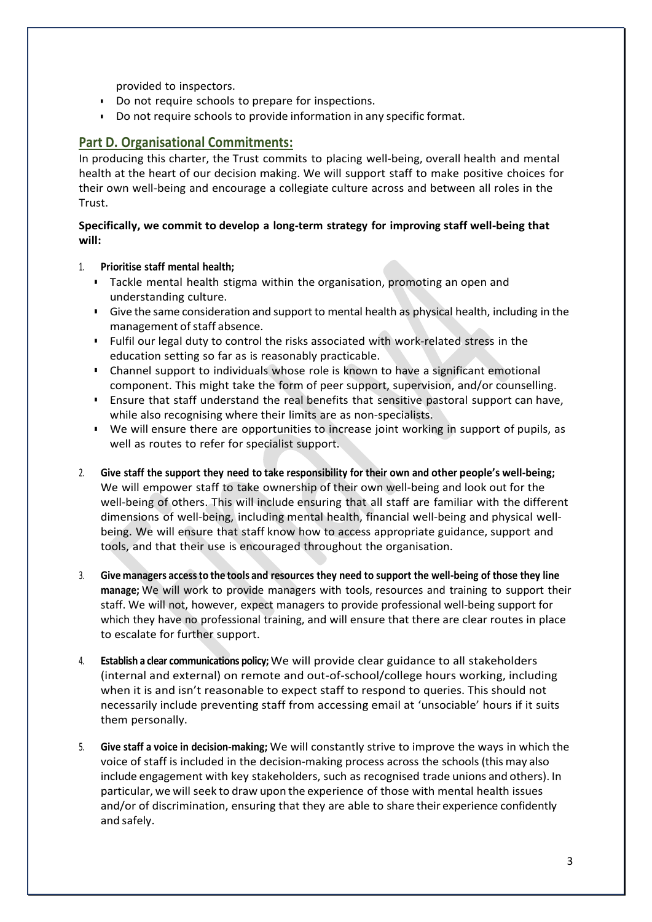provided to inspectors.

- Do not require schools to prepare for inspections.
- Do not require schools to provide information in any specific format.

## Part D. Organisational Commitments:

In producing this charter, the Trust commits to placing well-being, overall health and mental health at the heart of our decision making. We will support staff to make positive choices for their own well-being and encourage a collegiate culture across and between all roles in the Trust.

**Specifically, we commit to develop a long-term strategy for improving staff well-being that will:**

1. **Prioritise staff mental health;**
   - Tackle mental health stigma within the organisation, promoting an open and understanding culture.
   - Give the same consideration and support to mental health as physical health, including in the management of staff absence.
   - Fulfil our legal duty to control the risks associated with work-related stress in the education setting so far as is reasonably practicable.
   - Channel support to individuals whose role is known to have a significant emotional component. This might take the form of peer support, supervision, and/or counselling.
   - Ensure that staff understand the real benefits that sensitive pastoral support can have, while also recognising where their limits are as non-specialists.
   - We will ensure there are opportunities to increase joint working in support of pupils, as well as routes to refer for specialist support.

2. **Give staff the support they need to take responsibility for their own and other people's well-being;** We will empower staff to take ownership of their own well-being and look out for the well-being of others. This will include ensuring that all staff are familiar with the different dimensions of well-being, including mental health, financial well-being and physical well-being. We will ensure that staff know how to access appropriate guidance, support and tools, and that their use is encouraged throughout the organisation.

3. **Give managers access to the tools and resources they need to support the well-being of those they line manage;** We will work to provide managers with tools, resources and training to support their staff. We will not, however, expect managers to provide professional well-being support for which they have no professional training, and will ensure that there are clear routes in place to escalate for further support.

4. **Establish a clear communications policy;** We will provide clear guidance to all stakeholders (internal and external) on remote and out-of-school/college hours working, including when it is and isn't reasonable to expect staff to respond to queries. This should not necessarily include preventing staff from accessing email at 'unsociable' hours if it suits them personally.

5. **Give staff a voice in decision-making;** We will constantly strive to improve the ways in which the voice of staff is included in the decision-making process across the schools (this may also include engagement with key stakeholders, such as recognised trade unions and others). In particular, we will seek to draw upon the experience of those with mental health issues and/or of discrimination, ensuring that they are able to share their experience confidently and safely.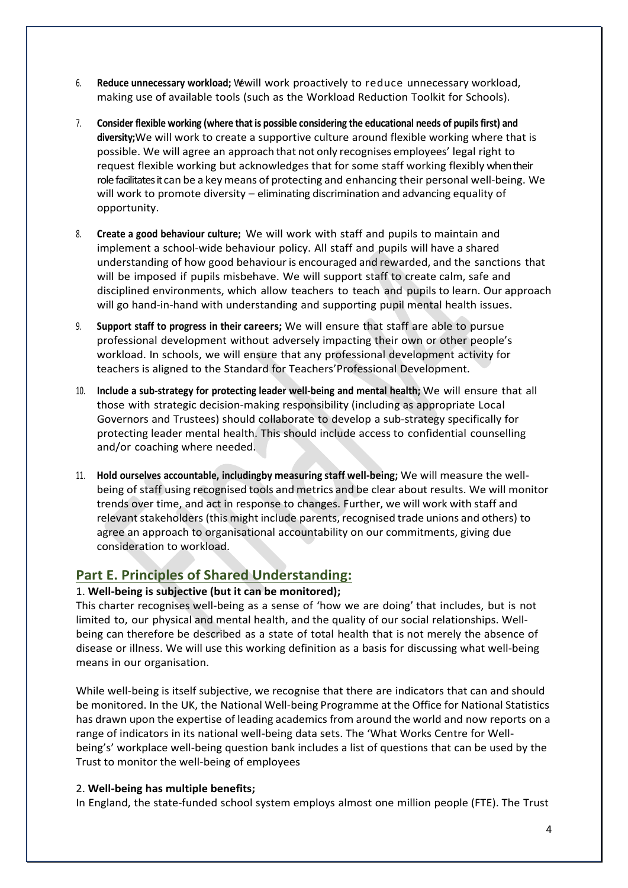6. **Reduce unnecessary workload;** We will work proactively to reduce unnecessary workload, making use of available tools (such as the Workload Reduction Toolkit for Schools).

7. **Consider flexible working (where that is possible considering the educational needs of pupils first) and diversity;** We will work to create a supportive culture around flexible working where that is possible. We will agree an approach that not only recognises employees' legal right to request flexible working but acknowledges that for some staff working flexibly when their role facilitates it can be a key means of protecting and enhancing their personal well-being. We will work to promote diversity – eliminating discrimination and advancing equality of opportunity.

8. **Create a good behaviour culture;** We will work with staff and pupils to maintain and implement a school-wide behaviour policy. All staff and pupils will have a shared understanding of how good behaviour is encouraged and rewarded, and the sanctions that will be imposed if pupils misbehave. We will support staff to create calm, safe and disciplined environments, which allow teachers to teach and pupils to learn. Our approach will go hand-in-hand with understanding and supporting pupil mental health issues.

9. **Support staff to progress in their careers;** We will ensure that staff are able to pursue professional development without adversely impacting their own or other people's workload. In schools, we will ensure that any professional development activity for teachers is aligned to the Standard for Teachers' Professional Development.

10. **Include a sub-strategy for protecting leader well-being and mental health;** We will ensure that all those with strategic decision-making responsibility (including as appropriate Local Governors and Trustees) should collaborate to develop a sub-strategy specifically for protecting leader mental health. This should include access to confidential counselling and/or coaching where needed.

11. **Hold ourselves accountable, including by measuring staff well-being;** We will measure the well-being of staff using recognised tools and metrics and be clear about results. We will monitor trends over time, and act in response to changes. Further, we will work with staff and relevant stakeholders (this might include parents, recognised trade unions and others) to agree an approach to organisational accountability on our commitments, giving due consideration to workload.

## Part E. Principles of Shared Understanding:

1. **Well-being is subjective (but it can be monitored);**

This charter recognises well-being as a sense of 'how we are doing' that includes, but is not limited to, our physical and mental health, and the quality of our social relationships. Well-being can therefore be described as a state of total health that is not merely the absence of disease or illness. We will use this working definition as a basis for discussing what well-being means in our organisation.

While well-being is itself subjective, we recognise that there are indicators that can and should be monitored. In the UK, the National Well-being Programme at the Office for National Statistics has drawn upon the expertise of leading academics from around the world and now reports on a range of indicators in its national well-being data sets. The 'What Works Centre for Well-being's' workplace well-being question bank includes a list of questions that can be used by the Trust to monitor the well-being of employees

2. **Well-being has multiple benefits;**

In England, the state-funded school system employs almost one million people (FTE). The Trust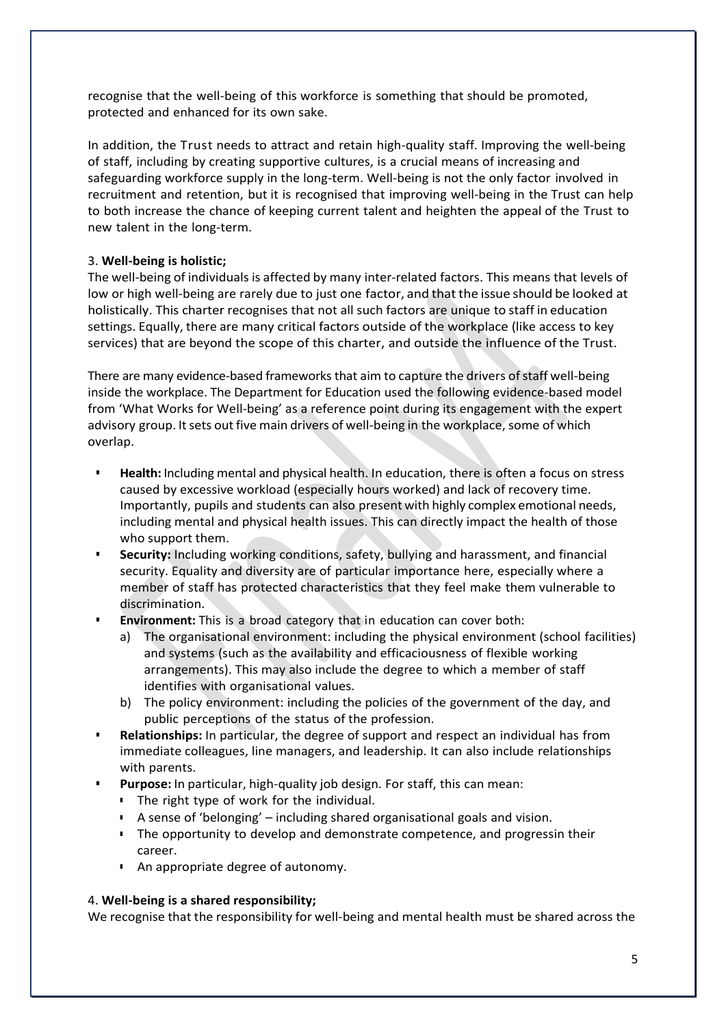recognise that the well-being of this workforce is something that should be promoted, protected and enhanced for its own sake.

In addition, the Trust needs to attract and retain high-quality staff. Improving the well-being of staff, including by creating supportive cultures, is a crucial means of increasing and safeguarding workforce supply in the long-term. Well-being is not the only factor involved in recruitment and retention, but it is recognised that improving well-being in the Trust can help to both increase the chance of keeping current talent and heighten the appeal of the Trust to new talent in the long-term.

3. **Well-being is holistic;**
The well-being of individuals is affected by many inter-related factors. This means that levels of low or high well-being are rarely due to just one factor, and that the issue should be looked at holistically. This charter recognises that not all such factors are unique to staff in education settings. Equally, there are many critical factors outside of the workplace (like access to key services) that are beyond the scope of this charter, and outside the influence of the Trust.

There are many evidence-based frameworks that aim to capture the drivers of staff well-being inside the workplace. The Department for Education used the following evidence-based model from 'What Works for Well-being' as a reference point during its engagement with the expert advisory group. It sets out five main drivers of well-being in the workplace, some of which overlap.

- **Health:** Including mental and physical health. In education, there is often a focus on stress caused by excessive workload (especially hours worked) and lack of recovery time. Importantly, pupils and students can also present with highly complex emotional needs, including mental and physical health issues. This can directly impact the health of those who support them.
- **Security:** Including working conditions, safety, bullying and harassment, and financial security. Equality and diversity are of particular importance here, especially where a member of staff has protected characteristics that they feel make them vulnerable to discrimination.
- **Environment:** This is a broad category that in education can cover both:
  - a) The organisational environment: including the physical environment (school facilities) and systems (such as the availability and efficaciousness of flexible working arrangements). This may also include the degree to which a member of staff identifies with organisational values.
  - b) The policy environment: including the policies of the government of the day, and public perceptions of the status of the profession.
- **Relationships:** In particular, the degree of support and respect an individual has from immediate colleagues, line managers, and leadership. It can also include relationships with parents.
- **Purpose:** In particular, high-quality job design. For staff, this can mean:
  - The right type of work for the individual.
  - A sense of 'belonging' – including shared organisational goals and vision.
  - The opportunity to develop and demonstrate competence, and progressin their career.
  - An appropriate degree of autonomy.

4. **Well-being is a shared responsibility;**
We recognise that the responsibility for well-being and mental health must be shared across the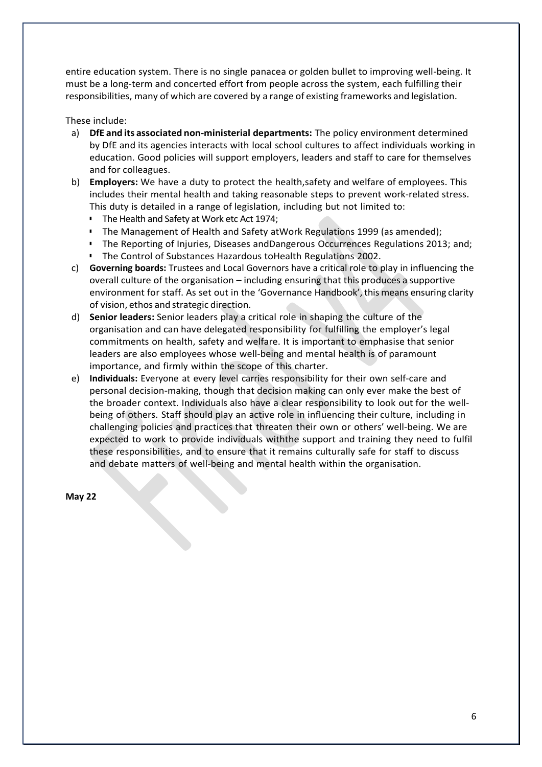entire education system. There is no single panacea or golden bullet to improving well-being. It must be a long-term and concerted effort from people across the system, each fulfilling their responsibilities, many of which are covered by a range of existing frameworks and legislation.

These include:

a) **DfE and its associated non-ministerial departments:** The policy environment determined by DfE and its agencies interacts with local school cultures to affect individuals working in education. Good policies will support employers, leaders and staff to care for themselves and for colleagues.

b) **Employers:** We have a duty to protect the health,safety and welfare of employees. This includes their mental health and taking reasonable steps to prevent work-related stress. This duty is detailed in a range of legislation, including but not limited to:
   - The Health and Safety at Work etc Act 1974;
   - The Management of Health and Safety atWork Regulations 1999 (as amended);
   - The Reporting of Injuries, Diseases andDangerous Occurrences Regulations 2013; and;
   - The Control of Substances Hazardous toHealth Regulations 2002.

c) **Governing boards:** Trustees and Local Governors have a critical role to play in influencing the overall culture of the organisation – including ensuring that this produces a supportive environment for staff. As set out in the 'Governance Handbook', this means ensuring clarity of vision, ethos and strategic direction.

d) **Senior leaders:** Senior leaders play a critical role in shaping the culture of the organisation and can have delegated responsibility for fulfilling the employer's legal commitments on health, safety and welfare. It is important to emphasise that senior leaders are also employees whose well-being and mental health is of paramount importance, and firmly within the scope of this charter.

e) **Individuals:** Everyone at every level carries responsibility for their own self-care and personal decision-making, though that decision making can only ever make the best of the broader context. Individuals also have a clear responsibility to look out for the well-being of others. Staff should play an active role in influencing their culture, including in challenging policies and practices that threaten their own or others' well-being. We are expected to work to provide individuals withthe support and training they need to fulfil these responsibilities, and to ensure that it remains culturally safe for staff to discuss and debate matters of well-being and mental health within the organisation.

**May 22**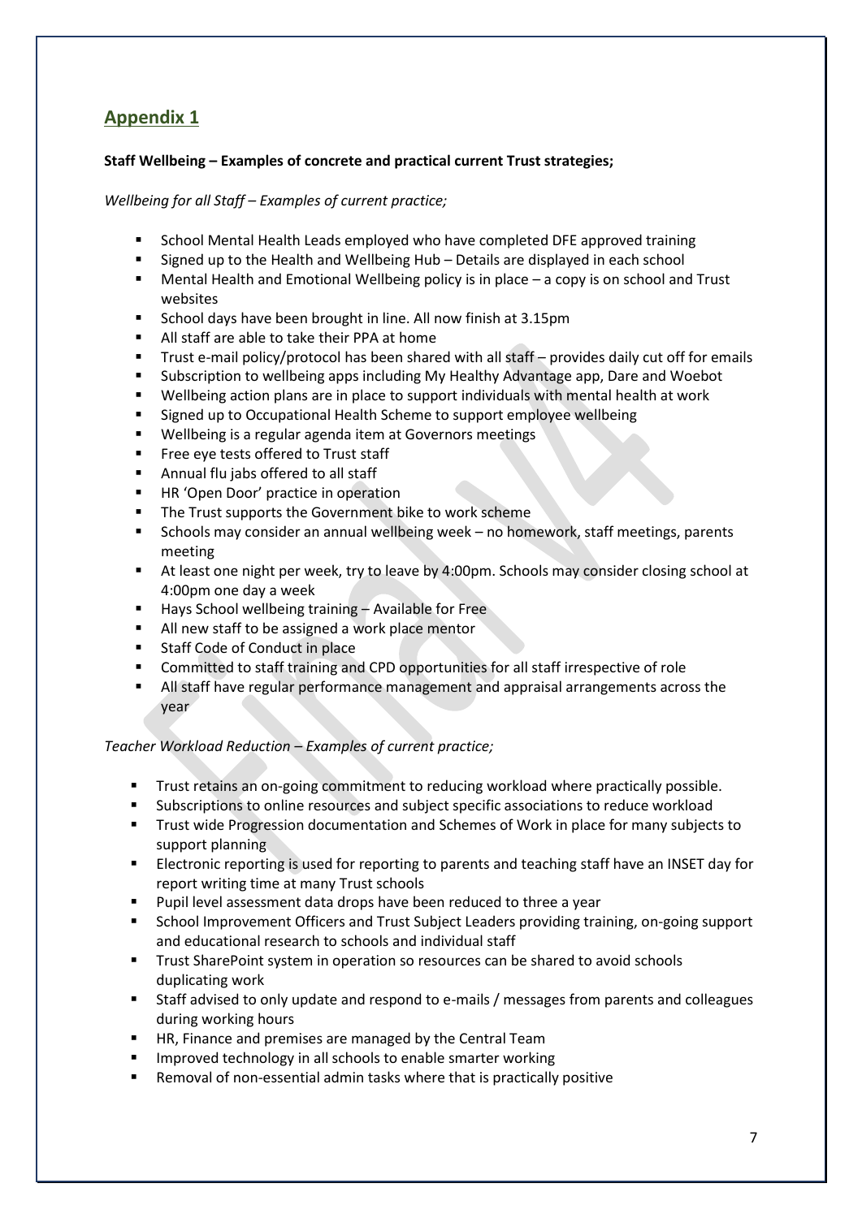## Appendix 1

**Staff Wellbeing – Examples of concrete and practical current Trust strategies;**

*Wellbeing for all Staff – Examples of current practice;*

- School Mental Health Leads employed who have completed DFE approved training
- Signed up to the Health and Wellbeing Hub – Details are displayed in each school
- Mental Health and Emotional Wellbeing policy is in place – a copy is on school and Trust websites
- School days have been brought in line. All now finish at 3.15pm
- All staff are able to take their PPA at home
- Trust e-mail policy/protocol has been shared with all staff – provides daily cut off for emails
- Subscription to wellbeing apps including My Healthy Advantage app, Dare and Woebot
- Wellbeing action plans are in place to support individuals with mental health at work
- Signed up to Occupational Health Scheme to support employee wellbeing
- Wellbeing is a regular agenda item at Governors meetings
- Free eye tests offered to Trust staff
- Annual flu jabs offered to all staff
- HR 'Open Door' practice in operation
- The Trust supports the Government bike to work scheme
- Schools may consider an annual wellbeing week – no homework, staff meetings, parents meeting
- At least one night per week, try to leave by 4:00pm. Schools may consider closing school at 4:00pm one day a week
- Hays School wellbeing training – Available for Free
- All new staff to be assigned a work place mentor
- Staff Code of Conduct in place
- Committed to staff training and CPD opportunities for all staff irrespective of role
- All staff have regular performance management and appraisal arrangements across the year

*Teacher Workload Reduction – Examples of current practice;*

- Trust retains an on-going commitment to reducing workload where practically possible.
- Subscriptions to online resources and subject specific associations to reduce workload
- Trust wide Progression documentation and Schemes of Work in place for many subjects to support planning
- Electronic reporting is used for reporting to parents and teaching staff have an INSET day for report writing time at many Trust schools
- Pupil level assessment data drops have been reduced to three a year
- School Improvement Officers and Trust Subject Leaders providing training, on-going support and educational research to schools and individual staff
- Trust SharePoint system in operation so resources can be shared to avoid schools duplicating work
- Staff advised to only update and respond to e-mails / messages from parents and colleagues during working hours
- HR, Finance and premises are managed by the Central Team
- Improved technology in all schools to enable smarter working
- Removal of non-essential admin tasks where that is practically positive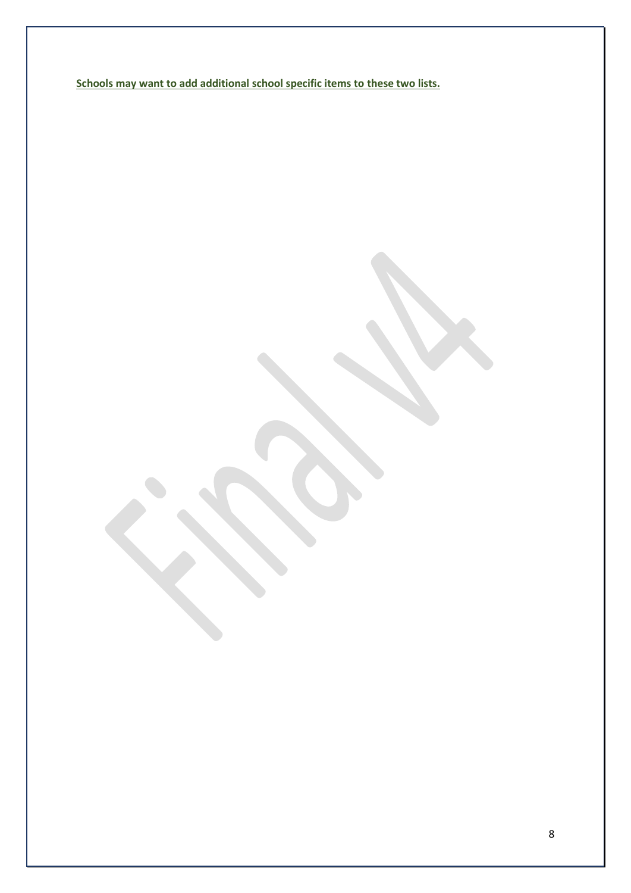**Schools may want to add additional school specific items to these two lists.**